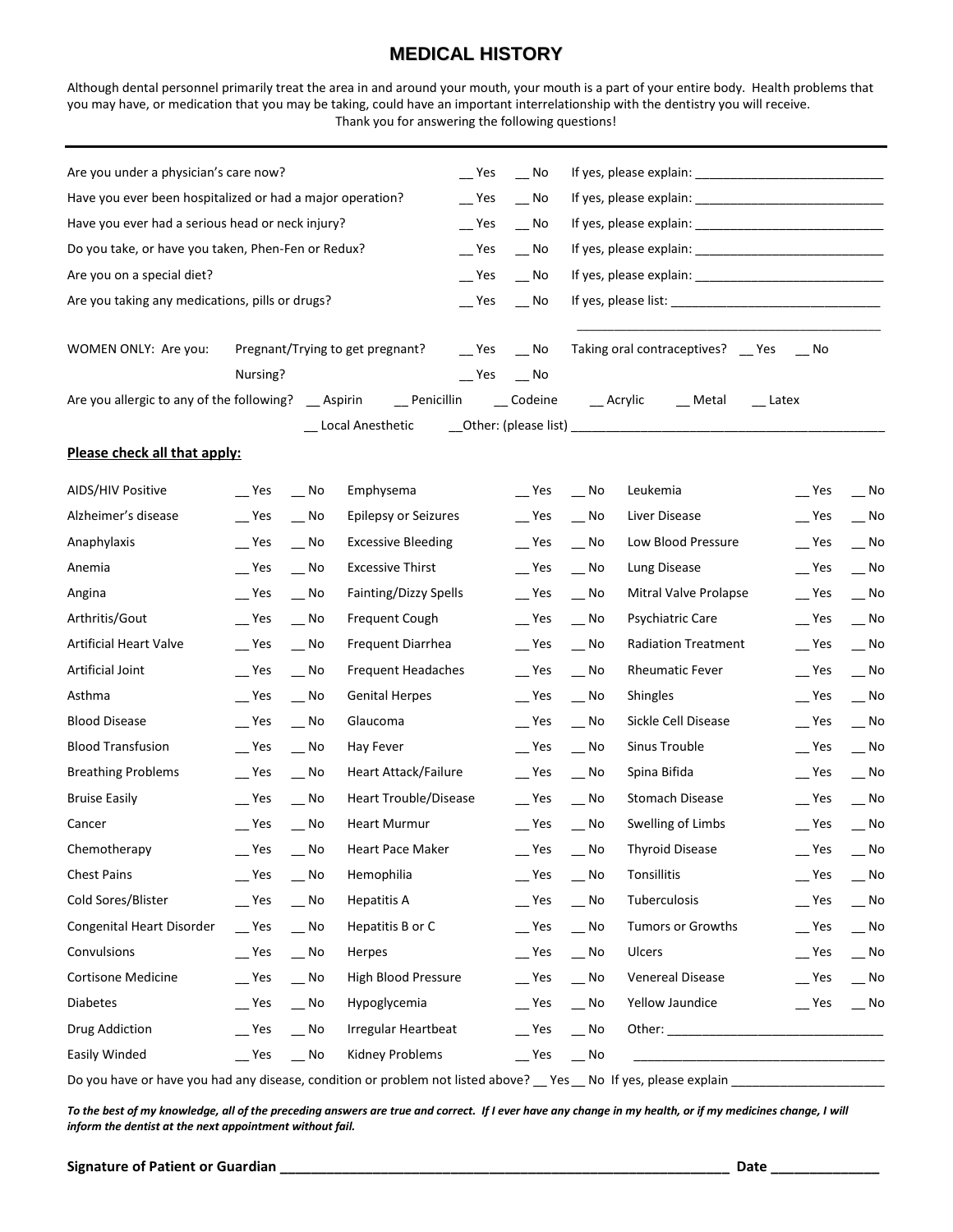# MEDICAL HISTORY

Although dental personnel primarily treat the area in and around your mouth, your mouth is a part of your entire body. Health problems that you may have, or medication that you may be taking, could have an important interrelationship with the dentistry you will receive. Thank you for answering the following questions!

---

| | | | |
|---|---|---|---|
| Are you under a physician's care now? | __ Yes | __ No | If yes, please explain: ___________________________ |
| Have you ever been hospitalized or had a major operation? | __ Yes | __ No | If yes, please explain: ___________________________ |
| Have you ever had a serious head or neck injury? | __ Yes | __ No | If yes, please explain: ___________________________ |
| Do you take, or have you taken, Phen-Fen or Redux? | __ Yes | __ No | If yes, please explain: ___________________________ |
| Are you on a special diet? | __ Yes | __ No | If yes, please explain: ___________________________ |
| Are you taking any medications, pills or drugs? | __ Yes | __ No | If yes, please list: ______________________________ |

_____________________________________________

WOMEN ONLY: Are you: Pregnant/Trying to get pregnant? __ Yes __ No Taking oral contraceptives? __ Yes __ No

Nursing? __ Yes __ No

Are you allergic to any of the following? __ Aspirin __ Penicillin __ Codeine __ Acrylic __ Metal __ Latex

__ Local Anesthetic __Other: (please list) _____________________________________________

**Please check all that apply:**

| | | | | | | | | |
|---|---|---|---|---|---|---|---|---|
| AIDS/HIV Positive | __ Yes | __ No | Emphysema | __ Yes | __ No | Leukemia | __ Yes | __ No |
| Alzheimer's disease | __ Yes | __ No | Epilepsy or Seizures | __ Yes | __ No | Liver Disease | __ Yes | __ No |
| Anaphylaxis | __ Yes | __ No | Excessive Bleeding | __ Yes | __ No | Low Blood Pressure | __ Yes | __ No |
| Anemia | __ Yes | __ No | Excessive Thirst | __ Yes | __ No | Lung Disease | __ Yes | __ No |
| Angina | __ Yes | __ No | Fainting/Dizzy Spells | __ Yes | __ No | Mitral Valve Prolapse | __ Yes | __ No |
| Arthritis/Gout | __ Yes | __ No | Frequent Cough | __ Yes | __ No | Psychiatric Care | __ Yes | __ No |
| Artificial Heart Valve | __ Yes | __ No | Frequent Diarrhea | __ Yes | __ No | Radiation Treatment | __ Yes | __ No |
| Artificial Joint | __ Yes | __ No | Frequent Headaches | __ Yes | __ No | Rheumatic Fever | __ Yes | __ No |
| Asthma | __ Yes | __ No | Genital Herpes | __ Yes | __ No | Shingles | __ Yes | __ No |
| Blood Disease | __ Yes | __ No | Glaucoma | __ Yes | __ No | Sickle Cell Disease | __ Yes | __ No |
| Blood Transfusion | __ Yes | __ No | Hay Fever | __ Yes | __ No | Sinus Trouble | __ Yes | __ No |
| Breathing Problems | __ Yes | __ No | Heart Attack/Failure | __ Yes | __ No | Spina Bifida | __ Yes | __ No |
| Bruise Easily | __ Yes | __ No | Heart Trouble/Disease | __ Yes | __ No | Stomach Disease | __ Yes | __ No |
| Cancer | __ Yes | __ No | Heart Murmur | __ Yes | __ No | Swelling of Limbs | __ Yes | __ No |
| Chemotherapy | __ Yes | __ No | Heart Pace Maker | __ Yes | __ No | Thyroid Disease | __ Yes | __ No |
| Chest Pains | __ Yes | __ No | Hemophilia | __ Yes | __ No | Tonsillitis | __ Yes | __ No |
| Cold Sores/Blister | __ Yes | __ No | Hepatitis A | __ Yes | __ No | Tuberculosis | __ Yes | __ No |
| Congenital Heart Disorder | __ Yes | __ No | Hepatitis B or C | __ Yes | __ No | Tumors or Growths | __ Yes | __ No |
| Convulsions | __ Yes | __ No | Herpes | __ Yes | __ No | Ulcers | __ Yes | __ No |
| Cortisone Medicine | __ Yes | __ No | High Blood Pressure | __ Yes | __ No | Venereal Disease | __ Yes | __ No |
| Diabetes | __ Yes | __ No | Hypoglycemia | __ Yes | __ No | Yellow Jaundice | __ Yes | __ No |
| Drug Addiction | __ Yes | __ No | Irregular Heartbeat | __ Yes | __ No | Other: _______________________________ | | |
| Easily Winded | __ Yes | __ No | Kidney Problems | __ Yes | __ No | ____________________________________ | | |

Do you have or have you had any disease, condition or problem not listed above? __ Yes __ No If yes, please explain ______________________

***To the best of my knowledge, all of the preceding answers are true and correct. If I ever have any change in my health, or if my medicines change, I will inform the dentist at the next appointment without fail.***

**Signature of Patient or Guardian** ___________________________________________________________ **Date** ______________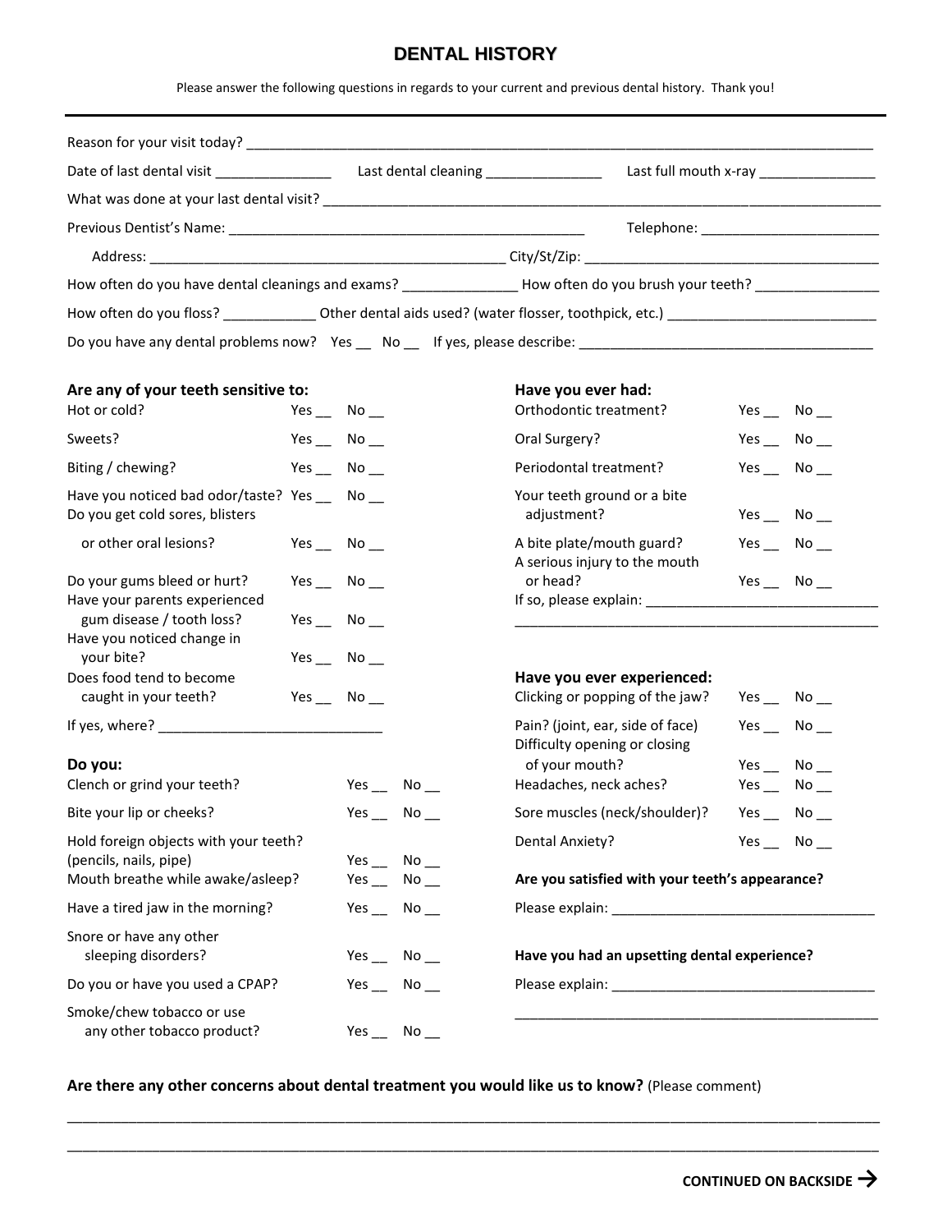# DENTAL HISTORY

Please answer the following questions in regards to your current and previous dental history. Thank you!

Reason for your visit today? ___________________________________________________________________________

Date of last dental visit _______________ Last dental cleaning _______________ Last full mouth x-ray _______________

What was done at your last dental visit? ___________________________________________________________________

Previous Dentist's Name: _____________________________________________ Telephone: ______________________

Address: _____________________________________________ City/St/Zip: ______________________________________

How often do you have dental cleanings and exams? ______________ How often do you brush your teeth? ________________

How often do you floss? ____________ Other dental aids used? (water flosser, toothpick, etc.) __________________________

Do you have any dental problems now? Yes __ No __ If yes, please describe: _____________________________________

**Are any of your teeth sensitive to:**

| | | |
|---|---|---|
| Hot or cold? | Yes __ | No __ |
| Sweets? | Yes __ | No __ |
| Biting / chewing? | Yes __ | No __ |
| Have you noticed bad odor/taste? | Yes __ | No __ |
| Do you get cold sores, blisters or other oral lesions? | Yes __ | No __ |
| Do your gums bleed or hurt? | Yes __ | No __ |
| Have your parents experienced gum disease / tooth loss? | Yes __ | No __ |
| Have you noticed change in your bite? | Yes __ | No __ |
| Does food tend to become caught in your teeth? | Yes __ | No __ |

If yes, where? ____________________________

**Do you:**

| | | |
|---|---|---|
| Clench or grind your teeth? | Yes __ | No __ |
| Bite your lip or cheeks? | Yes __ | No __ |
| Hold foreign objects with your teeth? (pencils, nails, pipe) | Yes __ | No __ |
| Mouth breathe while awake/asleep? | Yes __ | No __ |
| Have a tired jaw in the morning? | Yes __ | No __ |
| Snore or have any other sleeping disorders? | Yes __ | No __ |
| Do you or have you used a CPAP? | Yes __ | No __ |
| Smoke/chew tobacco or use any other tobacco product? | Yes __ | No __ |

**Have you ever had:**

| | | |
|---|---|---|
| Orthodontic treatment? | Yes __ | No __ |
| Oral Surgery? | Yes __ | No __ |
| Periodontal treatment? | Yes __ | No __ |
| Your teeth ground or a bite adjustment? | Yes __ | No __ |
| A bite plate/mouth guard? | Yes __ | No __ |
| A serious injury to the mouth or head? | Yes __ | No __ |

If so, please explain: _____________________________

_______________________________________________

**Have you ever experienced:**

| | | |
|---|---|---|
| Clicking or popping of the jaw? | Yes __ | No __ |
| Pain? (joint, ear, side of face) | Yes __ | No __ |
| Difficulty opening or closing of your mouth? | Yes __ | No __ |
| Headaches, neck aches? | Yes __ | No __ |
| Sore muscles (neck/shoulder)? | Yes __ | No __ |
| Dental Anxiety? | Yes __ | No __ |

**Are you satisfied with your teeth's appearance?**

Please explain: _________________________________

**Have you had an upsetting dental experience?**

Please explain: _________________________________

_______________________________________________

**Are there any other concerns about dental treatment you would like us to know?** (Please comment)

___________________________________________________________________________________________________

___________________________________________________________________________________________________

**CONTINUED ON BACKSIDE →**